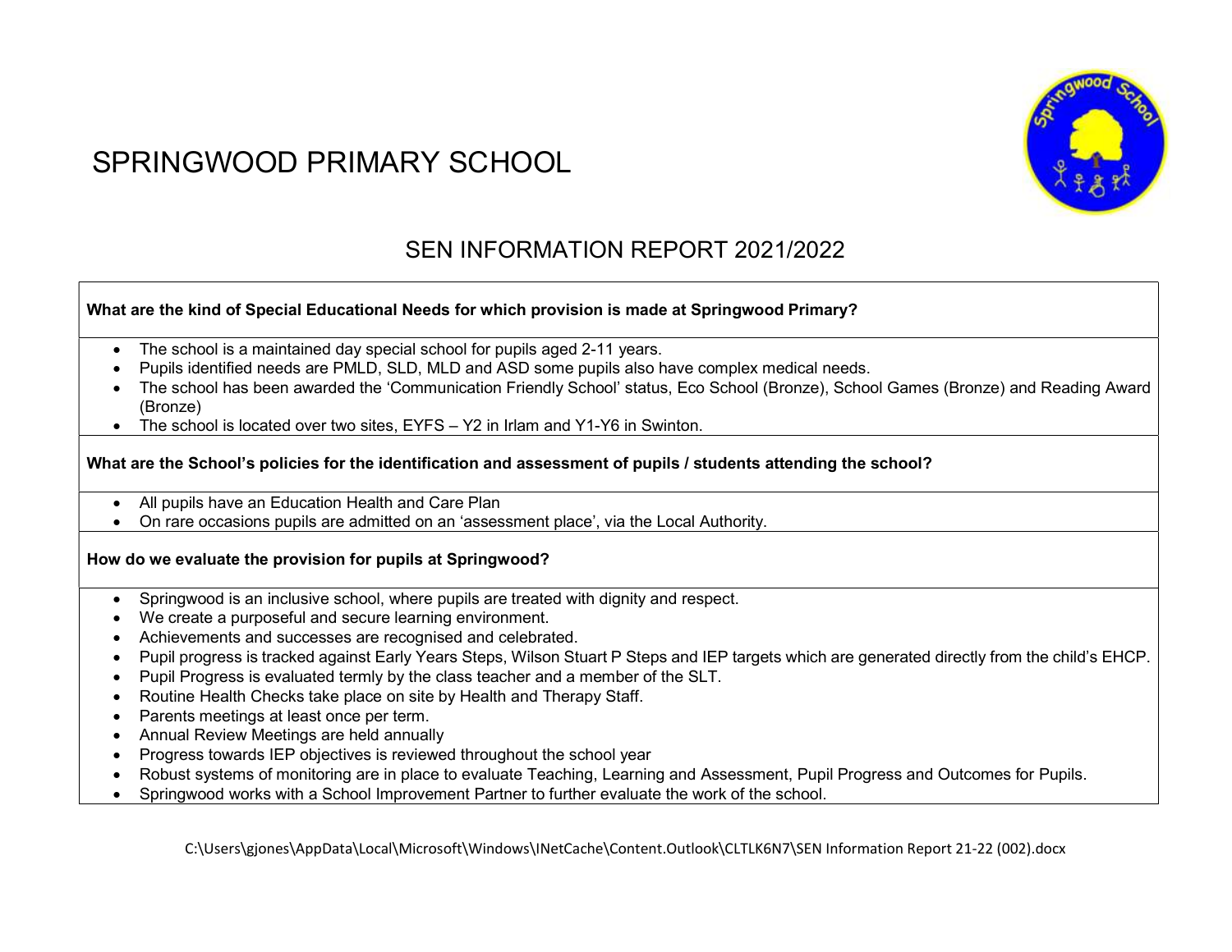# SPRINGWOOD PRIMARY SCHOOL

## SEN INFORMATION REPORT 2021/2022

**What are the kind of Special Educational Needs for which provision is made at Springwood Primary?**

- The school is a maintained day special school for pupils aged 2-11 years.
- Pupils identified needs are PMLD, SLD, MLD and ASD some pupils also have complex medical needs.
- The school has been awarded the 'Communication Friendly School' status, Eco School (Bronze), School Games (Bronze) and Reading Award (Bronze)
- The school is located over two sites, EYFS – Y2 in Irlam and Y1-Y6 in Swinton.

**What are the School's policies for the identification and assessment of pupils / students attending the school?**

- All pupils have an Education Health and Care Plan
- On rare occasions pupils are admitted on an 'assessment place', via the Local Authority.

**How do we evaluate the provision for pupils at Springwood?**

- Springwood is an inclusive school, where pupils are treated with dignity and respect.
- We create a purposeful and secure learning environment.
- Achievements and successes are recognised and celebrated.
- Pupil progress is tracked against Early Years Steps, Wilson Stuart P Steps and IEP targets which are generated directly from the child's EHCP.
- Pupil Progress is evaluated termly by the class teacher and a member of the SLT.
- Routine Health Checks take place on site by Health and Therapy Staff.
- Parents meetings at least once per term.
- Annual Review Meetings are held annually
- Progress towards IEP objectives is reviewed throughout the school year
- Robust systems of monitoring are in place to evaluate Teaching, Learning and Assessment, Pupil Progress and Outcomes for Pupils.
- Springwood works with a School Improvement Partner to further evaluate the work of the school.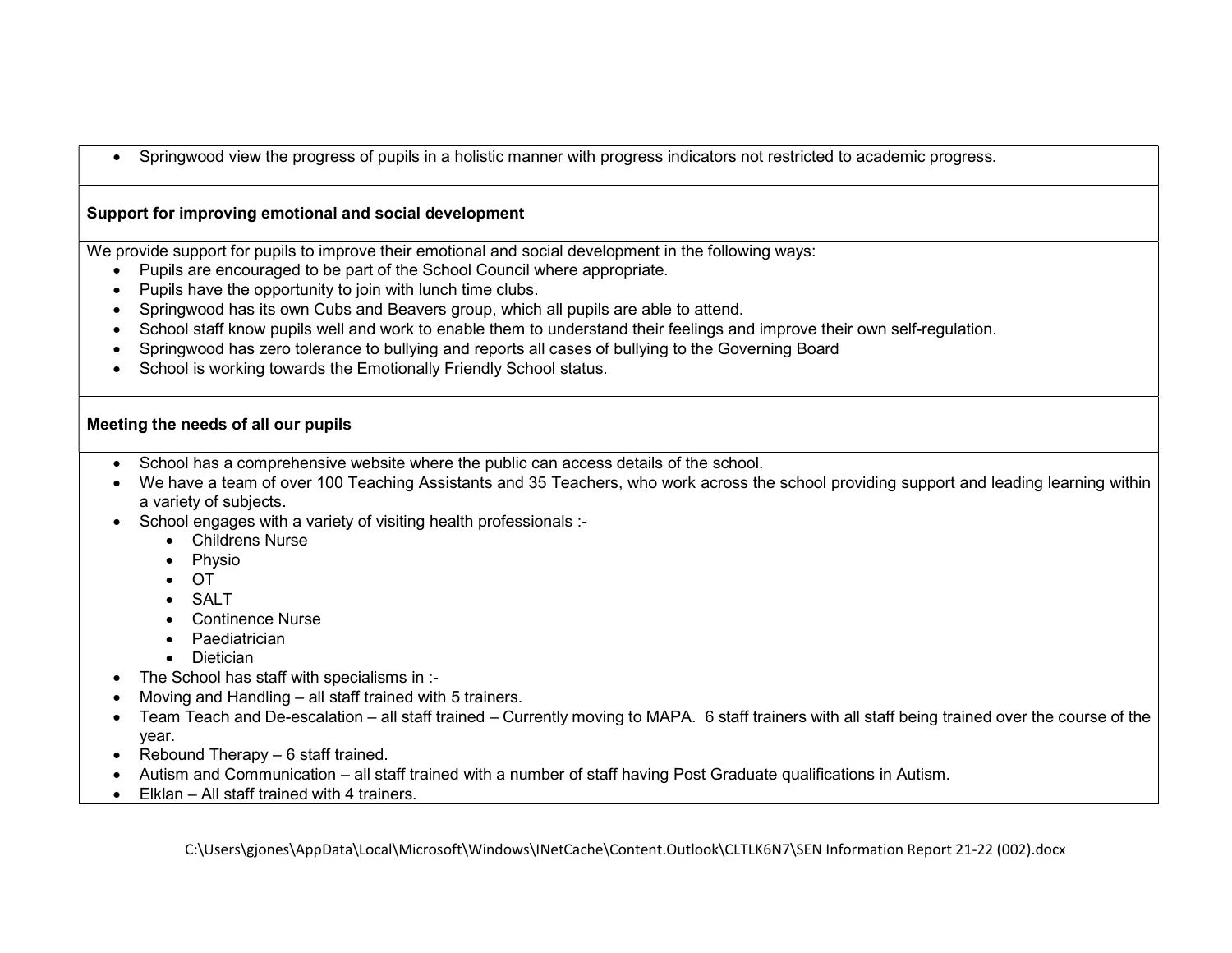- Springwood view the progress of pupils in a holistic manner with progress indicators not restricted to academic progress.

**Support for improving emotional and social development**

We provide support for pupils to improve their emotional and social development in the following ways:

- Pupils are encouraged to be part of the School Council where appropriate.
- Pupils have the opportunity to join with lunch time clubs.
- Springwood has its own Cubs and Beavers group, which all pupils are able to attend.
- School staff know pupils well and work to enable them to understand their feelings and improve their own self-regulation.
- Springwood has zero tolerance to bullying and reports all cases of bullying to the Governing Board
- School is working towards the Emotionally Friendly School status.

**Meeting the needs of all our pupils**

- School has a comprehensive website where the public can access details of the school.
- We have a team of over 100 Teaching Assistants and 35 Teachers, who work across the school providing support and leading learning within a variety of subjects.
- School engages with a variety of visiting health professionals :-
  - Childrens Nurse
  - Physio
  - OT
  - SALT
  - Continence Nurse
  - Paediatrician
  - Dietician
- The School has staff with specialisms in :-
- Moving and Handling – all staff trained with 5 trainers.
- Team Teach and De-escalation – all staff trained – Currently moving to MAPA. 6 staff trainers with all staff being trained over the course of the year.
- Rebound Therapy – 6 staff trained.
- Autism and Communication – all staff trained with a number of staff having Post Graduate qualifications in Autism.
- Elklan – All staff trained with 4 trainers.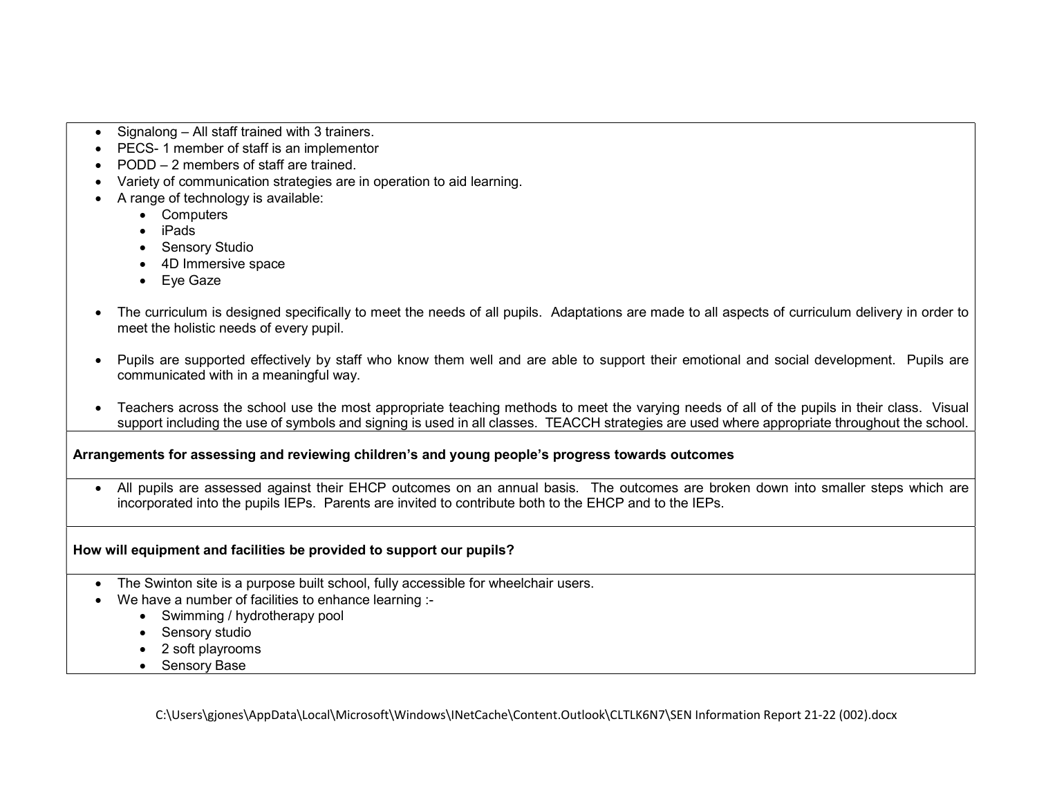- Signalong – All staff trained with 3 trainers.
- PECS- 1 member of staff is an implementor
- PODD – 2 members of staff are trained.
- Variety of communication strategies are in operation to aid learning.
- A range of technology is available:
  - Computers
  - iPads
  - Sensory Studio
  - 4D Immersive space
  - Eye Gaze

- The curriculum is designed specifically to meet the needs of all pupils. Adaptations are made to all aspects of curriculum delivery in order to meet the holistic needs of every pupil.

- Pupils are supported effectively by staff who know them well and are able to support their emotional and social development. Pupils are communicated with in a meaningful way.

- Teachers across the school use the most appropriate teaching methods to meet the varying needs of all of the pupils in their class. Visual support including the use of symbols and signing is used in all classes. TEACCH strategies are used where appropriate throughout the school.

**Arrangements for assessing and reviewing children's and young people's progress towards outcomes**

- All pupils are assessed against their EHCP outcomes on an annual basis. The outcomes are broken down into smaller steps which are incorporated into the pupils IEPs. Parents are invited to contribute both to the EHCP and to the IEPs.

**How will equipment and facilities be provided to support our pupils?**

- The Swinton site is a purpose built school, fully accessible for wheelchair users.
- We have a number of facilities to enhance learning :-
  - Swimming / hydrotherapy pool
  - Sensory studio
  - 2 soft playrooms
  - Sensory Base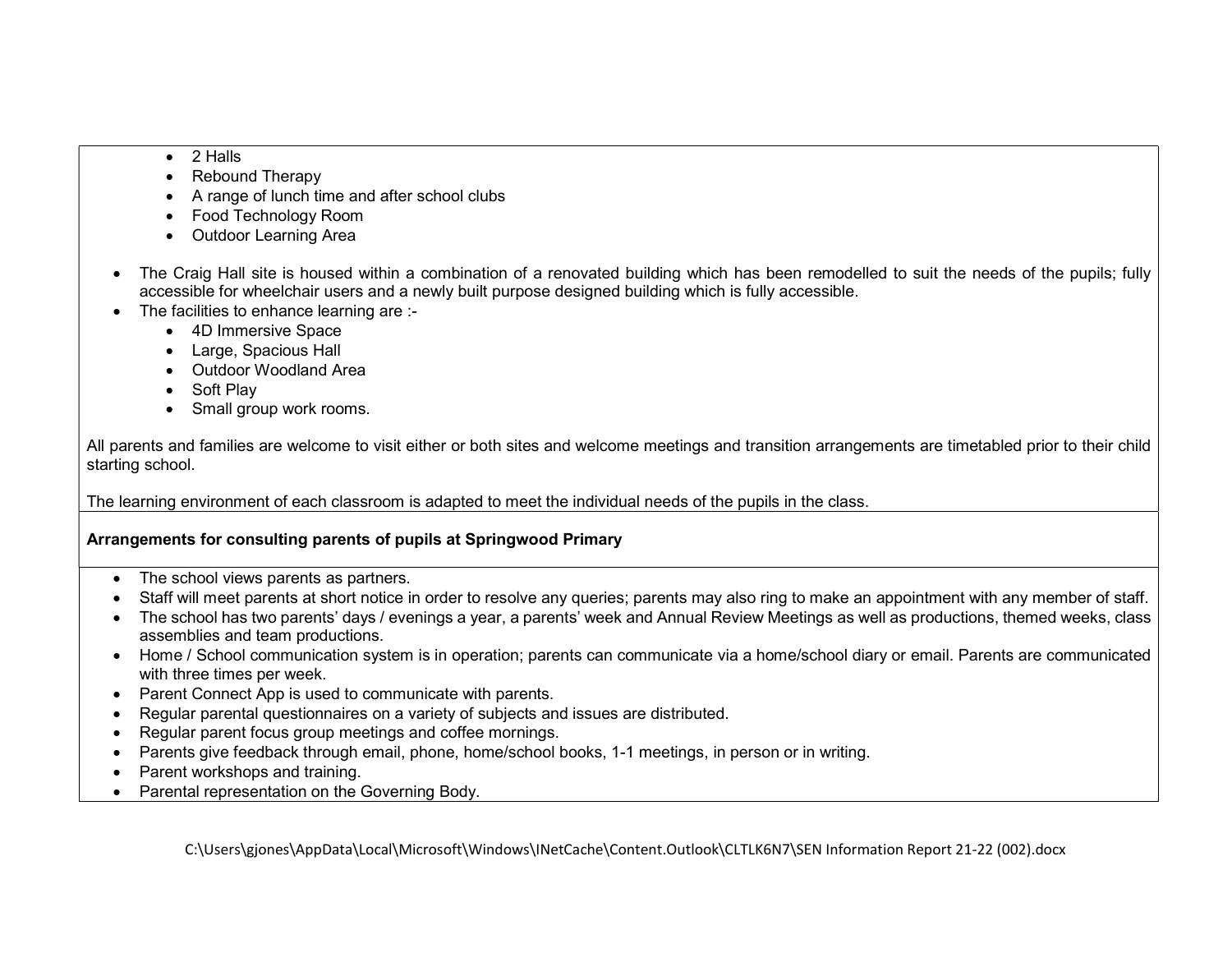- 2 Halls
- Rebound Therapy
- A range of lunch time and after school clubs
- Food Technology Room
- Outdoor Learning Area

- The Craig Hall site is housed within a combination of a renovated building which has been remodelled to suit the needs of the pupils; fully accessible for wheelchair users and a newly built purpose designed building which is fully accessible.
- The facilities to enhance learning are :-
  - 4D Immersive Space
  - Large, Spacious Hall
  - Outdoor Woodland Area
  - Soft Play
  - Small group work rooms.

All parents and families are welcome to visit either or both sites and welcome meetings and transition arrangements are timetabled prior to their child starting school.

The learning environment of each classroom is adapted to meet the individual needs of the pupils in the class.

**Arrangements for consulting parents of pupils at Springwood Primary**

- The school views parents as partners.
- Staff will meet parents at short notice in order to resolve any queries; parents may also ring to make an appointment with any member of staff.
- The school has two parents' days / evenings a year, a parents' week and Annual Review Meetings as well as productions, themed weeks, class assemblies and team productions.
- Home / School communication system is in operation; parents can communicate via a home/school diary or email. Parents are communicated with three times per week.
- Parent Connect App is used to communicate with parents.
- Regular parental questionnaires on a variety of subjects and issues are distributed.
- Regular parent focus group meetings and coffee mornings.
- Parents give feedback through email, phone, home/school books, 1-1 meetings, in person or in writing.
- Parent workshops and training.
- Parental representation on the Governing Body.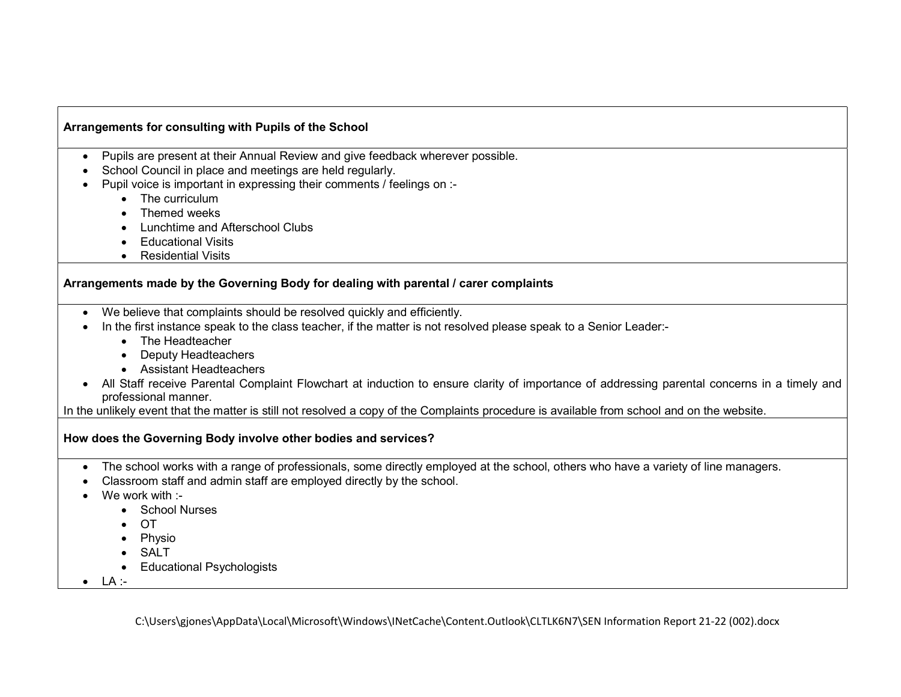**Arrangements for consulting with Pupils of the School**

- Pupils are present at their Annual Review and give feedback wherever possible.
- School Council in place and meetings are held regularly.
- Pupil voice is important in expressing their comments / feelings on :-
    - The curriculum
    - Themed weeks
    - Lunchtime and Afterschool Clubs
    - Educational Visits
    - Residential Visits

**Arrangements made by the Governing Body for dealing with parental / carer complaints**

- We believe that complaints should be resolved quickly and efficiently.
- In the first instance speak to the class teacher, if the matter is not resolved please speak to a Senior Leader:-
    - The Headteacher
    - Deputy Headteachers
    - Assistant Headteachers
- All Staff receive Parental Complaint Flowchart at induction to ensure clarity of importance of addressing parental concerns in a timely and professional manner.

In the unlikely event that the matter is still not resolved a copy of the Complaints procedure is available from school and on the website.

**How does the Governing Body involve other bodies and services?**

- The school works with a range of professionals, some directly employed at the school, others who have a variety of line managers.
- Classroom staff and admin staff are employed directly by the school.
- We work with :-
    - School Nurses
    - OT
    - Physio
    - SALT
    - Educational Psychologists
- LA :-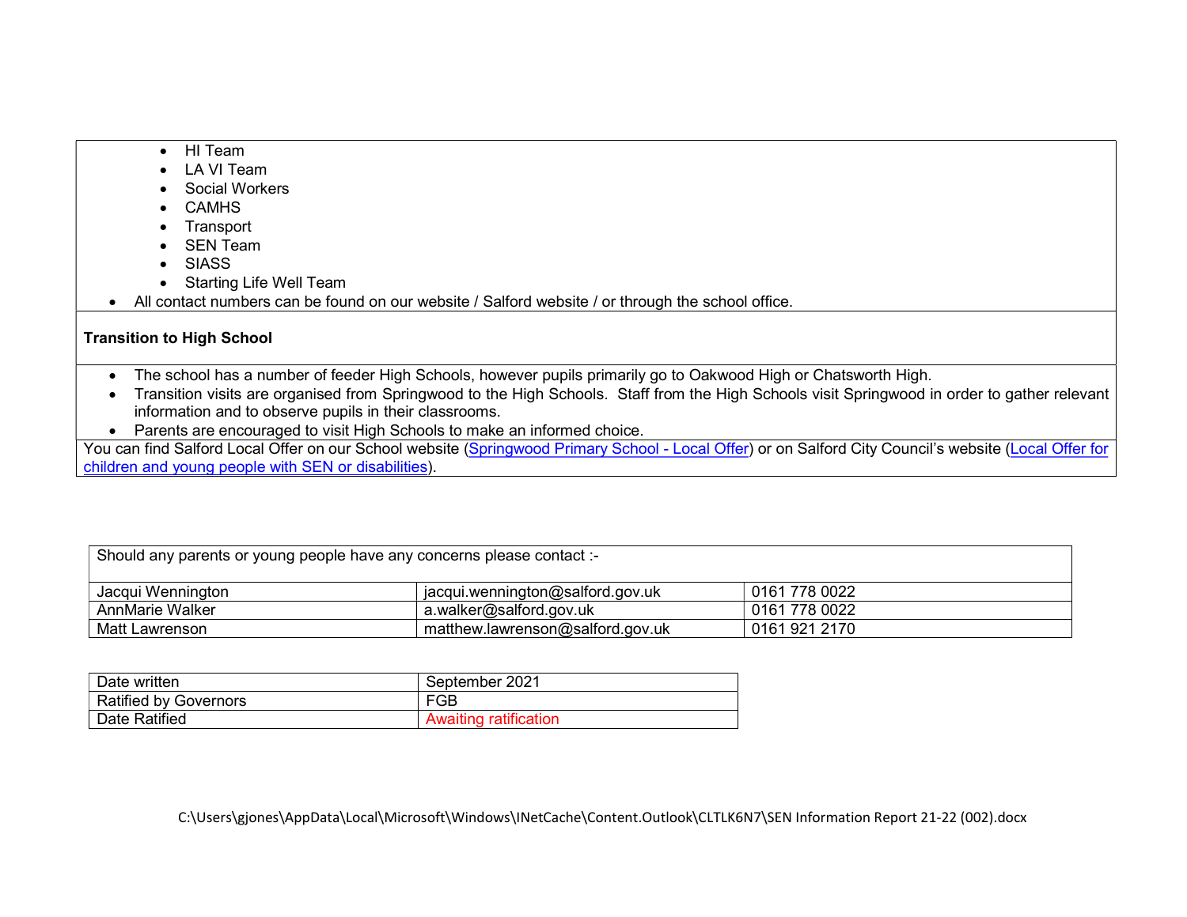- HI Team
- LA VI Team
- Social Workers
- CAMHS
- Transport
- SEN Team
- SIASS
- Starting Life Well Team

- All contact numbers can be found on our website / Salford website / or through the school office.

**Transition to High School**

- The school has a number of feeder High Schools, however pupils primarily go to Oakwood High or Chatsworth High.
- Transition visits are organised from Springwood to the High Schools. Staff from the High Schools visit Springwood in order to gather relevant information and to observe pupils in their classrooms.
- Parents are encouraged to visit High Schools to make an informed choice.

You can find Salford Local Offer on our School website (Springwood Primary School - Local Offer) or on Salford City Council's website (Local Offer for children and young people with SEN or disabilities).

Should any parents or young people have any concerns please contact :-

| | | |
|---|---|---|
| Jacqui Wennington | jacqui.wennington@salford.gov.uk | 0161 778 0022 |
| AnnMarie Walker | a.walker@salford.gov.uk | 0161 778 0022 |
| Matt Lawrenson | matthew.lawrenson@salford.gov.uk | 0161 921 2170 |

| | |
|---|---|
| Date written | September 2021 |
| Ratified by Governors | FGB |
| Date Ratified | Awaiting ratification |

C:\Users\gjones\AppData\Local\Microsoft\Windows\INetCache\Content.Outlook\CLTLK6N7\SEN Information Report 21-22 (002).docx